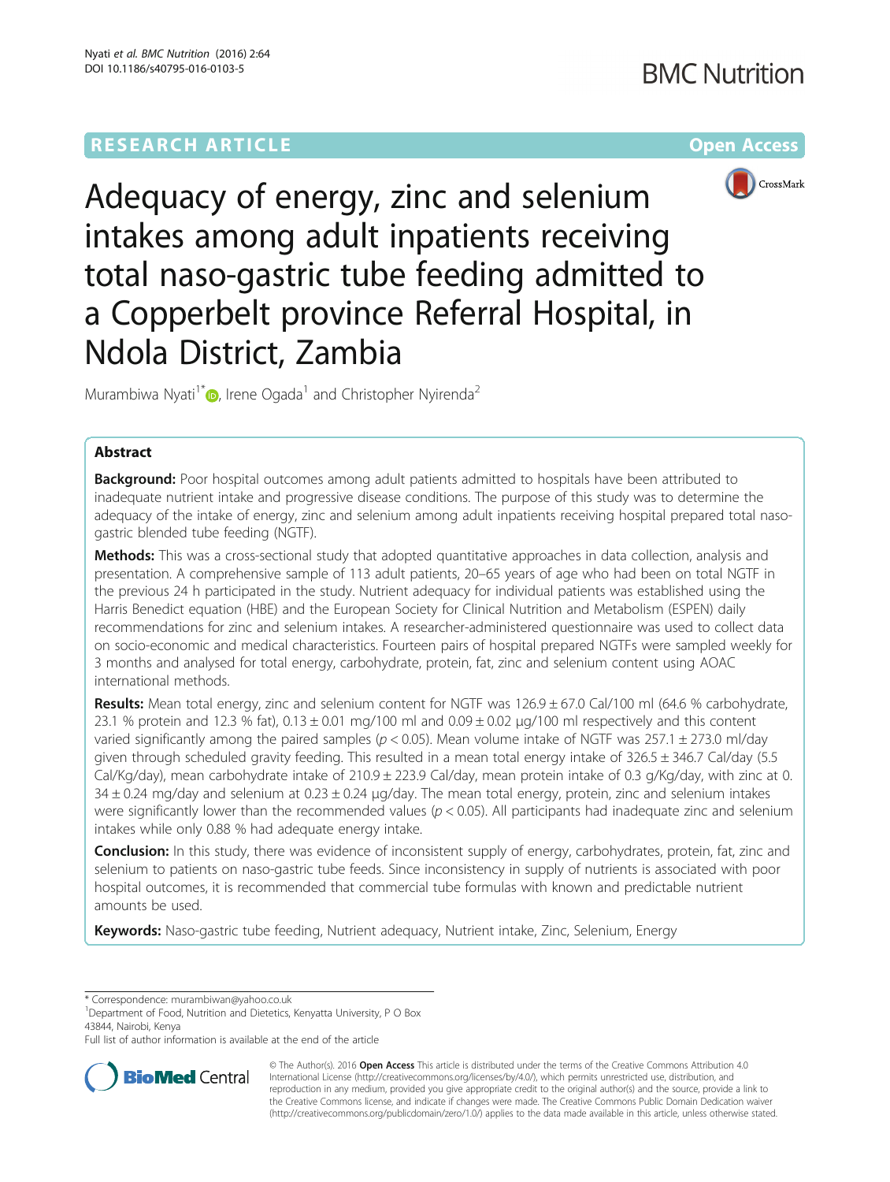RESEARCH ARTICLE

Open Access

# Adequacy of energy, zinc and selenium intakes among adult inpatients receiving total naso-gastric tube feeding admitted to a Copperbelt province Referral Hospital, in Ndola District, Zambia

Murambiwa Nyati[1*], Irene Ogada[1] and Christopher Nyirenda[2]

## Abstract

**Background:** Poor hospital outcomes among adult patients admitted to hospitals have been attributed to inadequate nutrient intake and progressive disease conditions. The purpose of this study was to determine the adequacy of the intake of energy, zinc and selenium among adult inpatients receiving hospital prepared total naso-gastric blended tube feeding (NGTF).

**Methods:** This was a cross-sectional study that adopted quantitative approaches in data collection, analysis and presentation. A comprehensive sample of 113 adult patients, 20–65 years of age who had been on total NGTF in the previous 24 h participated in the study. Nutrient adequacy for individual patients was established using the Harris Benedict equation (HBE) and the European Society for Clinical Nutrition and Metabolism (ESPEN) daily recommendations for zinc and selenium intakes. A researcher-administered questionnaire was used to collect data on socio-economic and medical characteristics. Fourteen pairs of hospital prepared NGTFs were sampled weekly for 3 months and analysed for total energy, carbohydrate, protein, fat, zinc and selenium content using AOAC international methods.

**Results:** Mean total energy, zinc and selenium content for NGTF was 126.9 ± 67.0 Cal/100 ml (64.6 % carbohydrate, 23.1 % protein and 12.3 % fat), 0.13 ± 0.01 mg/100 ml and 0.09 ± 0.02 μg/100 ml respectively and this content varied significantly among the paired samples ($p < 0.05$). Mean volume intake of NGTF was 257.1 ± 273.0 ml/day given through scheduled gravity feeding. This resulted in a mean total energy intake of 326.5 ± 346.7 Cal/day (5.5 Cal/Kg/day), mean carbohydrate intake of 210.9 ± 223.9 Cal/day, mean protein intake of 0.3 g/Kg/day, with zinc at 0.34 ± 0.24 mg/day and selenium at 0.23 ± 0.24 μg/day. The mean total energy, protein, zinc and selenium intakes were significantly lower than the recommended values ($p < 0.05$). All participants had inadequate zinc and selenium intakes while only 0.88 % had adequate energy intake.

**Conclusion:** In this study, there was evidence of inconsistent supply of energy, carbohydrates, protein, fat, zinc and selenium to patients on naso-gastric tube feeds. Since inconsistency in supply of nutrients is associated with poor hospital outcomes, it is recommended that commercial tube formulas with known and predictable nutrient amounts be used.

**Keywords:** Naso-gastric tube feeding, Nutrient adequacy, Nutrient intake, Zinc, Selenium, Energy

---

\* Correspondence: murambiwan@yahoo.co.uk
[1]Department of Food, Nutrition and Dietetics, Kenyatta University, P O Box 43844, Nairobi, Kenya
Full list of author information is available at the end of the article

© The Author(s). 2016 **Open Access** This article is distributed under the terms of the Creative Commons Attribution 4.0 International License (http://creativecommons.org/licenses/by/4.0/), which permits unrestricted use, distribution, and reproduction in any medium, provided you give appropriate credit to the original author(s) and the source, provide a link to the Creative Commons license, and indicate if changes were made. The Creative Commons Public Domain Dedication waiver (http://creativecommons.org/publicdomain/zero/1.0/) applies to the data made available in this article, unless otherwise stated.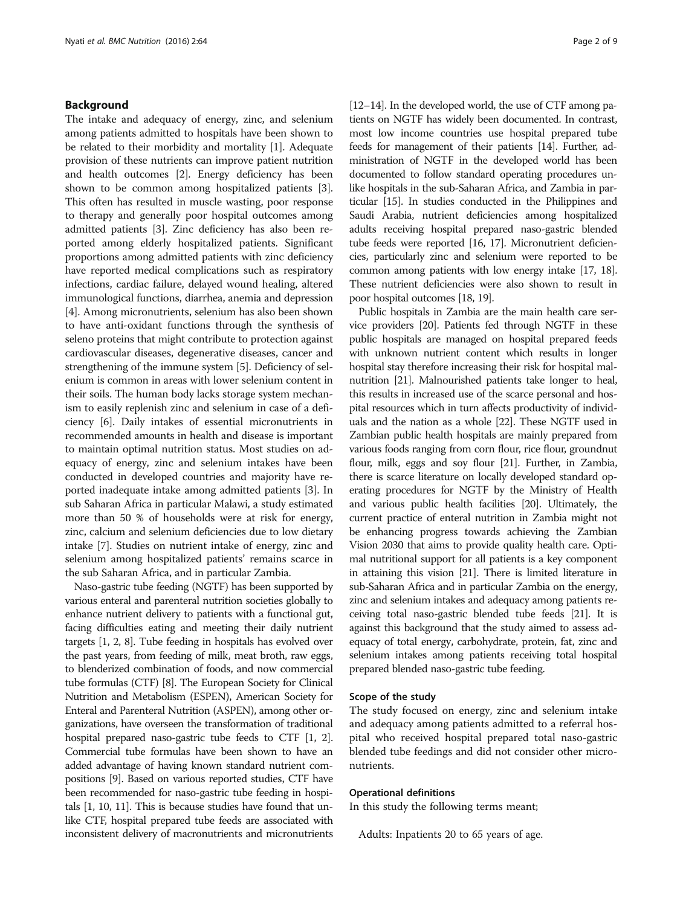## Background

The intake and adequacy of energy, zinc, and selenium among patients admitted to hospitals have been shown to be related to their morbidity and mortality [1]. Adequate provision of these nutrients can improve patient nutrition and health outcomes [2]. Energy deficiency has been shown to be common among hospitalized patients [3]. This often has resulted in muscle wasting, poor response to therapy and generally poor hospital outcomes among admitted patients [3]. Zinc deficiency has also been reported among elderly hospitalized patients. Significant proportions among admitted patients with zinc deficiency have reported medical complications such as respiratory infections, cardiac failure, delayed wound healing, altered immunological functions, diarrhea, anemia and depression [4]. Among micronutrients, selenium has also been shown to have anti-oxidant functions through the synthesis of seleno proteins that might contribute to protection against cardiovascular diseases, degenerative diseases, cancer and strengthening of the immune system [5]. Deficiency of selenium is common in areas with lower selenium content in their soils. The human body lacks storage system mechanism to easily replenish zinc and selenium in case of a deficiency [6]. Daily intakes of essential micronutrients in recommended amounts in health and disease is important to maintain optimal nutrition status. Most studies on adequacy of energy, zinc and selenium intakes have been conducted in developed countries and majority have reported inadequate intake among admitted patients [3]. In sub Saharan Africa in particular Malawi, a study estimated more than 50 % of households were at risk for energy, zinc, calcium and selenium deficiencies due to low dietary intake [7]. Studies on nutrient intake of energy, zinc and selenium among hospitalized patients' remains scarce in the sub Saharan Africa, and in particular Zambia.

Naso-gastric tube feeding (NGTF) has been supported by various enteral and parenteral nutrition societies globally to enhance nutrient delivery to patients with a functional gut, facing difficulties eating and meeting their daily nutrient targets [1, 2, 8]. Tube feeding in hospitals has evolved over the past years, from feeding of milk, meat broth, raw eggs, to blenderized combination of foods, and now commercial tube formulas (CTF) [8]. The European Society for Clinical Nutrition and Metabolism (ESPEN), American Society for Enteral and Parenteral Nutrition (ASPEN), among other organizations, have overseen the transformation of traditional hospital prepared naso-gastric tube feeds to CTF [1, 2]. Commercial tube formulas have been shown to have an added advantage of having known standard nutrient compositions [9]. Based on various reported studies, CTF have been recommended for naso-gastric tube feeding in hospitals [1, 10, 11]. This is because studies have found that unlike CTF, hospital prepared tube feeds are associated with inconsistent delivery of macronutrients and micronutrients [12–14]. In the developed world, the use of CTF among patients on NGTF has widely been documented. In contrast, most low income countries use hospital prepared tube feeds for management of their patients [14]. Further, administration of NGTF in the developed world has been documented to follow standard operating procedures unlike hospitals in the sub-Saharan Africa, and Zambia in particular [15]. In studies conducted in the Philippines and Saudi Arabia, nutrient deficiencies among hospitalized adults receiving hospital prepared naso-gastric blended tube feeds were reported [16, 17]. Micronutrient deficiencies, particularly zinc and selenium were reported to be common among patients with low energy intake [17, 18]. These nutrient deficiencies were also shown to result in poor hospital outcomes [18, 19].

Public hospitals in Zambia are the main health care service providers [20]. Patients fed through NGTF in these public hospitals are managed on hospital prepared feeds with unknown nutrient content which results in longer hospital stay therefore increasing their risk for hospital malnutrition [21]. Malnourished patients take longer to heal, this results in increased use of the scarce personal and hospital resources which in turn affects productivity of individuals and the nation as a whole [22]. These NGTF used in Zambian public health hospitals are mainly prepared from various foods ranging from corn flour, rice flour, groundnut flour, milk, eggs and soy flour [21]. Further, in Zambia, there is scarce literature on locally developed standard operating procedures for NGTF by the Ministry of Health and various public health facilities [20]. Ultimately, the current practice of enteral nutrition in Zambia might not be enhancing progress towards achieving the Zambian Vision 2030 that aims to provide quality health care. Optimal nutritional support for all patients is a key component in attaining this vision [21]. There is limited literature in sub-Saharan Africa and in particular Zambia on the energy, zinc and selenium intakes and adequacy among patients receiving total naso-gastric blended tube feeds [21]. It is against this background that the study aimed to assess adequacy of total energy, carbohydrate, protein, fat, zinc and selenium intakes among patients receiving total hospital prepared blended naso-gastric tube feeding.

### Scope of the study

The study focused on energy, zinc and selenium intake and adequacy among patients admitted to a referral hospital who received hospital prepared total naso-gastric blended tube feedings and did not consider other micronutrients.

### Operational definitions

In this study the following terms meant;

Adults: Inpatients 20 to 65 years of age.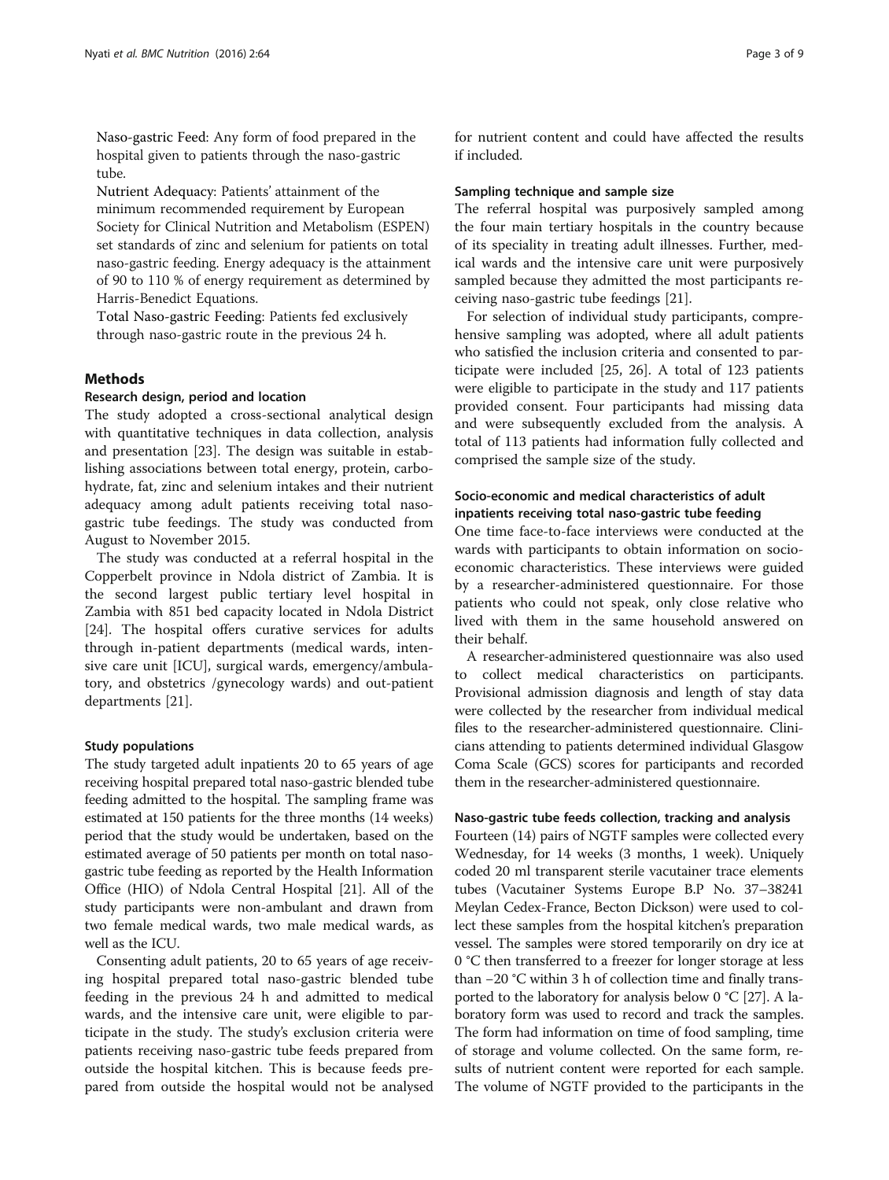Naso-gastric Feed: Any form of food prepared in the hospital given to patients through the naso-gastric tube.

Nutrient Adequacy: Patients' attainment of the minimum recommended requirement by European Society for Clinical Nutrition and Metabolism (ESPEN) set standards of zinc and selenium for patients on total naso-gastric feeding. Energy adequacy is the attainment of 90 to 110 % of energy requirement as determined by Harris-Benedict Equations.

Total Naso-gastric Feeding: Patients fed exclusively through naso-gastric route in the previous 24 h.

## Methods

### Research design, period and location

The study adopted a cross-sectional analytical design with quantitative techniques in data collection, analysis and presentation [23]. The design was suitable in establishing associations between total energy, protein, carbohydrate, fat, zinc and selenium intakes and their nutrient adequacy among adult patients receiving total naso-gastric tube feedings. The study was conducted from August to November 2015.

The study was conducted at a referral hospital in the Copperbelt province in Ndola district of Zambia. It is the second largest public tertiary level hospital in Zambia with 851 bed capacity located in Ndola District [24]. The hospital offers curative services for adults through in-patient departments (medical wards, intensive care unit [ICU], surgical wards, emergency/ambulatory, and obstetrics /gynecology wards) and out-patient departments [21].

### Study populations

The study targeted adult inpatients 20 to 65 years of age receiving hospital prepared total naso-gastric blended tube feeding admitted to the hospital. The sampling frame was estimated at 150 patients for the three months (14 weeks) period that the study would be undertaken, based on the estimated average of 50 patients per month on total naso-gastric tube feeding as reported by the Health Information Office (HIO) of Ndola Central Hospital [21]. All of the study participants were non-ambulant and drawn from two female medical wards, two male medical wards, as well as the ICU.

Consenting adult patients, 20 to 65 years of age receiving hospital prepared total naso-gastric blended tube feeding in the previous 24 h and admitted to medical wards, and the intensive care unit, were eligible to participate in the study. The study's exclusion criteria were patients receiving naso-gastric tube feeds prepared from outside the hospital kitchen. This is because feeds prepared from outside the hospital would not be analysed for nutrient content and could have affected the results if included.

### Sampling technique and sample size

The referral hospital was purposively sampled among the four main tertiary hospitals in the country because of its speciality in treating adult illnesses. Further, medical wards and the intensive care unit were purposively sampled because they admitted the most participants receiving naso-gastric tube feedings [21].

For selection of individual study participants, comprehensive sampling was adopted, where all adult patients who satisfied the inclusion criteria and consented to participate were included [25, 26]. A total of 123 patients were eligible to participate in the study and 117 patients provided consent. Four participants had missing data and were subsequently excluded from the analysis. A total of 113 patients had information fully collected and comprised the sample size of the study.

### Socio-economic and medical characteristics of adult inpatients receiving total naso-gastric tube feeding

One time face-to-face interviews were conducted at the wards with participants to obtain information on socio-economic characteristics. These interviews were guided by a researcher-administered questionnaire. For those patients who could not speak, only close relative who lived with them in the same household answered on their behalf.

A researcher-administered questionnaire was also used to collect medical characteristics on participants. Provisional admission diagnosis and length of stay data were collected by the researcher from individual medical files to the researcher-administered questionnaire. Clinicians attending to patients determined individual Glasgow Coma Scale (GCS) scores for participants and recorded them in the researcher-administered questionnaire.

### Naso-gastric tube feeds collection, tracking and analysis

Fourteen (14) pairs of NGTF samples were collected every Wednesday, for 14 weeks (3 months, 1 week). Uniquely coded 20 ml transparent sterile vacutainer trace elements tubes (Vacutainer Systems Europe B.P No. 37–38241 Meylan Cedex-France, Becton Dickson) were used to collect these samples from the hospital kitchen's preparation vessel. The samples were stored temporarily on dry ice at 0 °C then transferred to a freezer for longer storage at less than −20 °C within 3 h of collection time and finally transported to the laboratory for analysis below 0 °C [27]. A laboratory form was used to record and track the samples. The form had information on time of food sampling, time of storage and volume collected. On the same form, results of nutrient content were reported for each sample. The volume of NGTF provided to the participants in the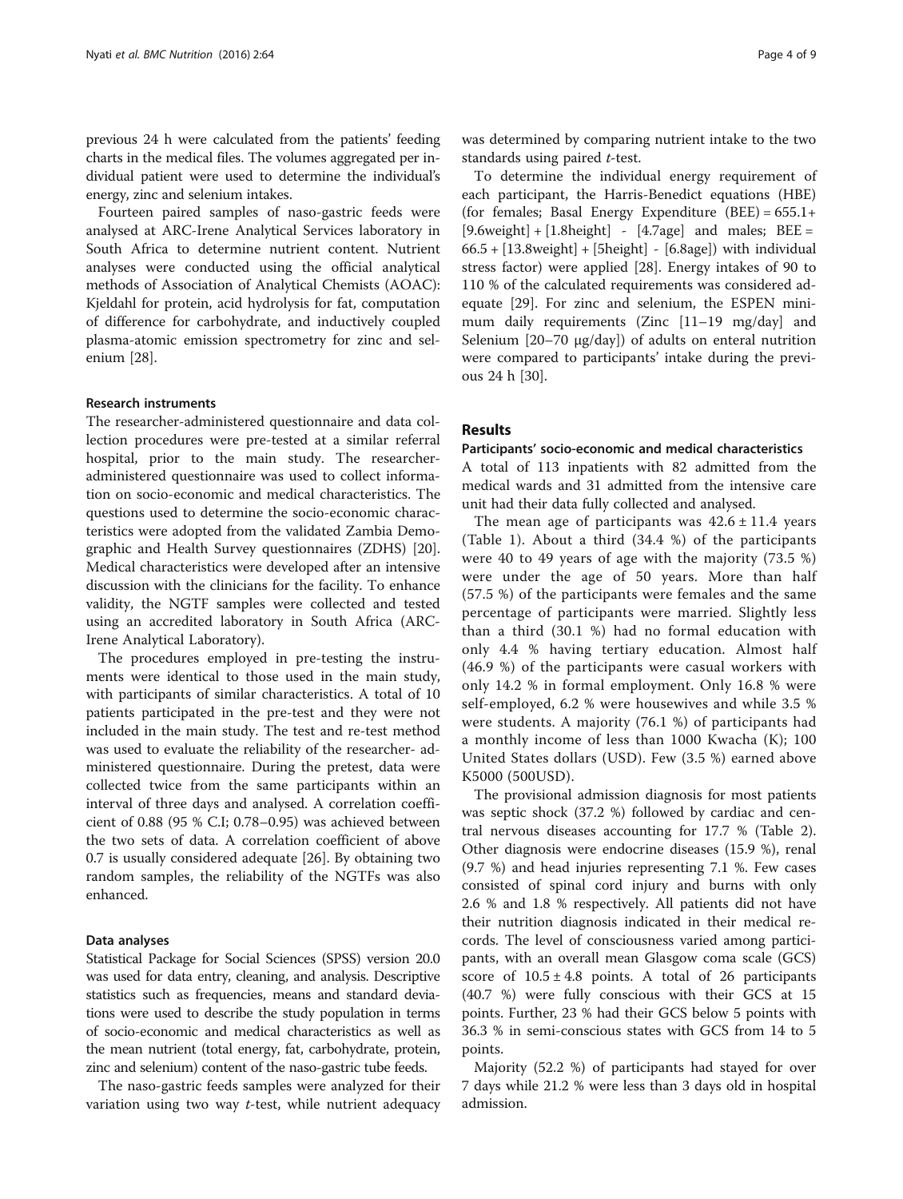previous 24 h were calculated from the patients' feeding charts in the medical files. The volumes aggregated per individual patient were used to determine the individual's energy, zinc and selenium intakes.

Fourteen paired samples of naso-gastric feeds were analysed at ARC-Irene Analytical Services laboratory in South Africa to determine nutrient content. Nutrient analyses were conducted using the official analytical methods of Association of Analytical Chemists (AOAC): Kjeldahl for protein, acid hydrolysis for fat, computation of difference for carbohydrate, and inductively coupled plasma-atomic emission spectrometry for zinc and selenium [28].

#### Research instruments

The researcher-administered questionnaire and data collection procedures were pre-tested at a similar referral hospital, prior to the main study. The researcher-administered questionnaire was used to collect information on socio-economic and medical characteristics. The questions used to determine the socio-economic characteristics were adopted from the validated Zambia Demographic and Health Survey questionnaires (ZDHS) [20]. Medical characteristics were developed after an intensive discussion with the clinicians for the facility. To enhance validity, the NGTF samples were collected and tested using an accredited laboratory in South Africa (ARC-Irene Analytical Laboratory).

The procedures employed in pre-testing the instruments were identical to those used in the main study, with participants of similar characteristics. A total of 10 patients participated in the pre-test and they were not included in the main study. The test and re-test method was used to evaluate the reliability of the researcher- administered questionnaire. During the pretest, data were collected twice from the same participants within an interval of three days and analysed. A correlation coefficient of 0.88 (95 % C.I; 0.78–0.95) was achieved between the two sets of data. A correlation coefficient of above 0.7 is usually considered adequate [26]. By obtaining two random samples, the reliability of the NGTFs was also enhanced.

#### Data analyses

Statistical Package for Social Sciences (SPSS) version 20.0 was used for data entry, cleaning, and analysis. Descriptive statistics such as frequencies, means and standard deviations were used to describe the study population in terms of socio-economic and medical characteristics as well as the mean nutrient (total energy, fat, carbohydrate, protein, zinc and selenium) content of the naso-gastric tube feeds.

The naso-gastric feeds samples were analyzed for their variation using two way *t*-test, while nutrient adequacy was determined by comparing nutrient intake to the two standards using paired *t*-test.

To determine the individual energy requirement of each participant, the Harris-Benedict equations (HBE) (for females; Basal Energy Expenditure (BEE) = 655.1+ [9.6weight] + [1.8height] - [4.7age] and males; BEE = 66.5 + [13.8weight] + [5height] - [6.8age]) with individual stress factor) were applied [28]. Energy intakes of 90 to 110 % of the calculated requirements was considered adequate [29]. For zinc and selenium, the ESPEN minimum daily requirements (Zinc [11–19 mg/day] and Selenium [20–70 μg/day]) of adults on enteral nutrition were compared to participants' intake during the previous 24 h [30].

## Results

#### Participants' socio-economic and medical characteristics

A total of 113 inpatients with 82 admitted from the medical wards and 31 admitted from the intensive care unit had their data fully collected and analysed.

The mean age of participants was $42.6 \pm 11.4$ years (Table 1). About a third (34.4 %) of the participants were 40 to 49 years of age with the majority (73.5 %) were under the age of 50 years. More than half (57.5 %) of the participants were females and the same percentage of participants were married. Slightly less than a third (30.1 %) had no formal education with only 4.4 % having tertiary education. Almost half (46.9 %) of the participants were casual workers with only 14.2 % in formal employment. Only 16.8 % were self-employed, 6.2 % were housewives and while 3.5 % were students. A majority (76.1 %) of participants had a monthly income of less than 1000 Kwacha (K); 100 United States dollars (USD). Few (3.5 %) earned above K5000 (500USD).

The provisional admission diagnosis for most patients was septic shock (37.2 %) followed by cardiac and central nervous diseases accounting for 17.7 % (Table 2). Other diagnosis were endocrine diseases (15.9 %), renal (9.7 %) and head injuries representing 7.1 %. Few cases consisted of spinal cord injury and burns with only 2.6 % and 1.8 % respectively. All patients did not have their nutrition diagnosis indicated in their medical records. The level of consciousness varied among participants, with an overall mean Glasgow coma scale (GCS) score of $10.5 \pm 4.8$ points. A total of 26 participants (40.7 %) were fully conscious with their GCS at 15 points. Further, 23 % had their GCS below 5 points with 36.3 % in semi-conscious states with GCS from 14 to 5 points.

Majority (52.2 %) of participants had stayed for over 7 days while 21.2 % were less than 3 days old in hospital admission.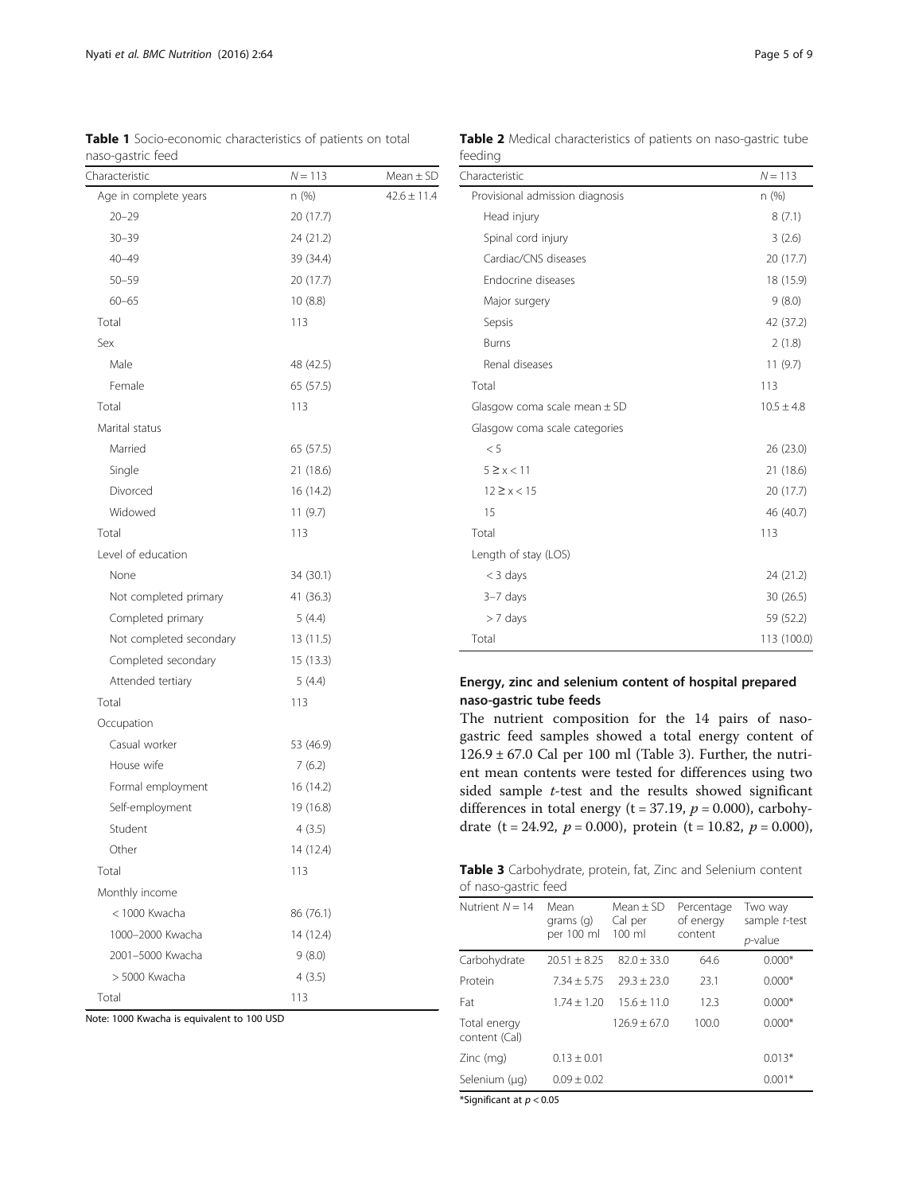**Table 1** Socio-economic characteristics of patients on total naso-gastric feed

| Characteristic | N = 113 | Mean ± SD |
|---|---|---|
| Age in complete years | n (%) | 42.6 ± 11.4 |
| 20–29 | 20 (17.7) | |
| 30–39 | 24 (21.2) | |
| 40–49 | 39 (34.4) | |
| 50–59 | 20 (17.7) | |
| 60–65 | 10 (8.8) | |
| Total | 113 | |
| Sex | | |
| Male | 48 (42.5) | |
| Female | 65 (57.5) | |
| Total | 113 | |
| Marital status | | |
| Married | 65 (57.5) | |
| Single | 21 (18.6) | |
| Divorced | 16 (14.2) | |
| Widowed | 11 (9.7) | |
| Total | 113 | |
| Level of education | | |
| None | 34 (30.1) | |
| Not completed primary | 41 (36.3) | |
| Completed primary | 5 (4.4) | |
| Not completed secondary | 13 (11.5) | |
| Completed secondary | 15 (13.3) | |
| Attended tertiary | 5 (4.4) | |
| Total | 113 | |
| Occupation | | |
| Casual worker | 53 (46.9) | |
| House wife | 7 (6.2) | |
| Formal employment | 16 (14.2) | |
| Self-employment | 19 (16.8) | |
| Student | 4 (3.5) | |
| Other | 14 (12.4) | |
| Total | 113 | |
| Monthly income | | |
| < 1000 Kwacha | 86 (76.1) | |
| 1000–2000 Kwacha | 14 (12.4) | |
| 2001–5000 Kwacha | 9 (8.0) | |
| > 5000 Kwacha | 4 (3.5) | |
| Total | 113 | |

Note: 1000 Kwacha is equivalent to 100 USD

**Table 2** Medical characteristics of patients on naso-gastric tube feeding

| Characteristic | N = 113 |
|---|---|
| Provisional admission diagnosis | n (%) |
| Head injury | 8 (7.1) |
| Spinal cord injury | 3 (2.6) |
| Cardiac/CNS diseases | 20 (17.7) |
| Endocrine diseases | 18 (15.9) |
| Major surgery | 9 (8.0) |
| Sepsis | 42 (37.2) |
| Burns | 2 (1.8) |
| Renal diseases | 11 (9.7) |
| Total | 113 |
| Glasgow coma scale mean ± SD | 10.5 ± 4.8 |
| Glasgow coma scale categories | |
| < 5 | 26 (23.0) |
| $5 \geq x < 11$ | 21 (18.6) |
| $12 \geq x < 15$ | 20 (17.7) |
| 15 | 46 (40.7) |
| Total | 113 |
| Length of stay (LOS) | |
| < 3 days | 24 (21.2) |
| 3–7 days | 30 (26.5) |
| > 7 days | 59 (52.2) |
| Total | 113 (100.0) |

### Energy, zinc and selenium content of hospital prepared naso-gastric tube feeds

The nutrient composition for the 14 pairs of naso-gastric feed samples showed a total energy content of 126.9 ± 67.0 Cal per 100 ml (Table 3). Further, the nutrient mean contents were tested for differences using two sided sample *t*-test and the results showed significant differences in total energy ($t = 37.19$, $p = 0.000$), carbohydrate ($t = 24.92$, $p = 0.000$), protein ($t = 10.82$, $p = 0.000$),

**Table 3** Carbohydrate, protein, fat, Zinc and Selenium content of naso-gastric feed

| Nutrient N = 14 | Mean grams (g) per 100 ml | Mean ± SD Cal per 100 ml | Percentage of energy content | Two way sample *t*-test *p*-value |
|---|---|---|---|---|
| Carbohydrate | 20.51 ± 8.25 | 82.0 ± 33.0 | 64.6 | 0.000* |
| Protein | 7.34 ± 5.75 | 29.3 ± 23.0 | 23.1 | 0.000* |
| Fat | 1.74 ± 1.20 | 15.6 ± 11.0 | 12.3 | 0.000* |
| Total energy content (Cal) | | 126.9 ± 67.0 | 100.0 | 0.000* |
| Zinc (mg) | 0.13 ± 0.01 | | | 0.013* |
| Selenium (μg) | 0.09 ± 0.02 | | | 0.001* |

*Significant at $p < 0.05$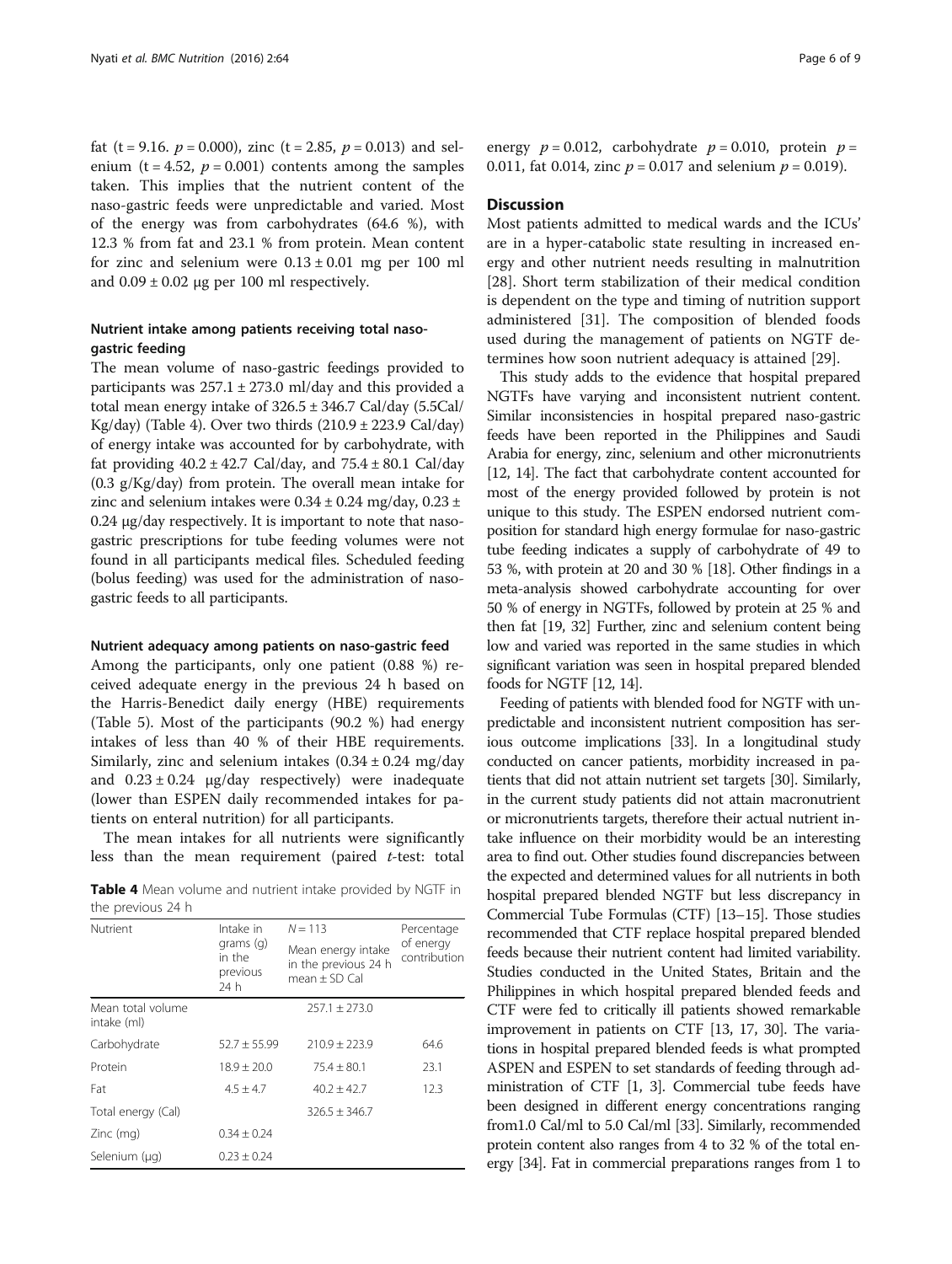fat (t = 9.16. $p = 0.000$), zinc (t = 2.85, $p = 0.013$) and selenium (t = 4.52, $p = 0.001$) contents among the samples taken. This implies that the nutrient content of the naso-gastric feeds were unpredictable and varied. Most of the energy was from carbohydrates (64.6 %), with 12.3 % from fat and 23.1 % from protein. Mean content for zinc and selenium were $0.13 \pm 0.01$ mg per 100 ml and $0.09 \pm 0.02$ μg per 100 ml respectively.

### Nutrient intake among patients receiving total naso-gastric feeding

The mean volume of naso-gastric feedings provided to participants was $257.1 \pm 273.0$ ml/day and this provided a total mean energy intake of $326.5 \pm 346.7$ Cal/day (5.5Cal/Kg/day) (Table 4). Over two thirds ($210.9 \pm 223.9$ Cal/day) of energy intake was accounted for by carbohydrate, with fat providing $40.2 \pm 42.7$ Cal/day, and $75.4 \pm 80.1$ Cal/day (0.3 g/Kg/day) from protein. The overall mean intake for zinc and selenium intakes were $0.34 \pm 0.24$ mg/day, $0.23 \pm 0.24$ μg/day respectively. It is important to note that naso-gastric prescriptions for tube feeding volumes were not found in all participants medical files. Scheduled feeding (bolus feeding) was used for the administration of naso-gastric feeds to all participants.

### Nutrient adequacy among patients on naso-gastric feed

Among the participants, only one patient (0.88 %) received adequate energy in the previous 24 h based on the Harris-Benedict daily energy (HBE) requirements (Table 5). Most of the participants (90.2 %) had energy intakes of less than 40 % of their HBE requirements. Similarly, zinc and selenium intakes ($0.34 \pm 0.24$ mg/day and $0.23 \pm 0.24$ μg/day respectively) were inadequate (lower than ESPEN daily recommended intakes for patients on enteral nutrition) for all participants.

The mean intakes for all nutrients were significantly less than the mean requirement (paired *t*-test: total energy $p = 0.012$, carbohydrate $p = 0.010$, protein $p = 0.011$, fat 0.014, zinc $p = 0.017$ and selenium $p = 0.019$).

**Table 4** Mean volume and nutrient intake provided by NGTF in the previous 24 h

| Nutrient | Intake in grams (g) in the previous 24 h | $N = 113$ Mean energy intake in the previous 24 h mean ± SD Cal | Percentage of energy contribution |
|---|---|---|---|
| Mean total volume intake (ml) | | 257.1 ± 273.0 | |
| Carbohydrate | 52.7 ± 55.99 | 210.9 ± 223.9 | 64.6 |
| Protein | 18.9 ± 20.0 | 75.4 ± 80.1 | 23.1 |
| Fat | 4.5 ± 4.7 | 40.2 ± 42.7 | 12.3 |
| Total energy (Cal) | | 326.5 ± 346.7 | |
| Zinc (mg) | 0.34 ± 0.24 | | |
| Selenium (μg) | 0.23 ± 0.24 | | |

## Discussion

Most patients admitted to medical wards and the ICUs' are in a hyper-catabolic state resulting in increased energy and other nutrient needs resulting in malnutrition [28]. Short term stabilization of their medical condition is dependent on the type and timing of nutrition support administered [31]. The composition of blended foods used during the management of patients on NGTF determines how soon nutrient adequacy is attained [29].

This study adds to the evidence that hospital prepared NGTFs have varying and inconsistent nutrient content. Similar inconsistencies in hospital prepared naso-gastric feeds have been reported in the Philippines and Saudi Arabia for energy, zinc, selenium and other micronutrients [12, 14]. The fact that carbohydrate content accounted for most of the energy provided followed by protein is not unique to this study. The ESPEN endorsed nutrient composition for standard high energy formulae for naso-gastric tube feeding indicates a supply of carbohydrate of 49 to 53 %, with protein at 20 and 30 % [18]. Other findings in a meta-analysis showed carbohydrate accounting for over 50 % of energy in NGTFs, followed by protein at 25 % and then fat [19, 32] Further, zinc and selenium content being low and varied was reported in the same studies in which significant variation was seen in hospital prepared blended foods for NGTF [12, 14].

Feeding of patients with blended food for NGTF with unpredictable and inconsistent nutrient composition has serious outcome implications [33]. In a longitudinal study conducted on cancer patients, morbidity increased in patients that did not attain nutrient set targets [30]. Similarly, in the current study patients did not attain macronutrient or micronutrients targets, therefore their actual nutrient intake influence on their morbidity would be an interesting area to find out. Other studies found discrepancies between the expected and determined values for all nutrients in both hospital prepared blended NGTF but less discrepancy in Commercial Tube Formulas (CTF) [13–15]. Those studies recommended that CTF replace hospital prepared blended feeds because their nutrient content had limited variability. Studies conducted in the United States, Britain and the Philippines in which hospital prepared blended feeds and CTF were fed to critically ill patients showed remarkable improvement in patients on CTF [13, 17, 30]. The variations in hospital prepared blended feeds is what prompted ASPEN and ESPEN to set standards of feeding through administration of CTF [1, 3]. Commercial tube feeds have been designed in different energy concentrations ranging from1.0 Cal/ml to 5.0 Cal/ml [33]. Similarly, recommended protein content also ranges from 4 to 32 % of the total energy [34]. Fat in commercial preparations ranges from 1 to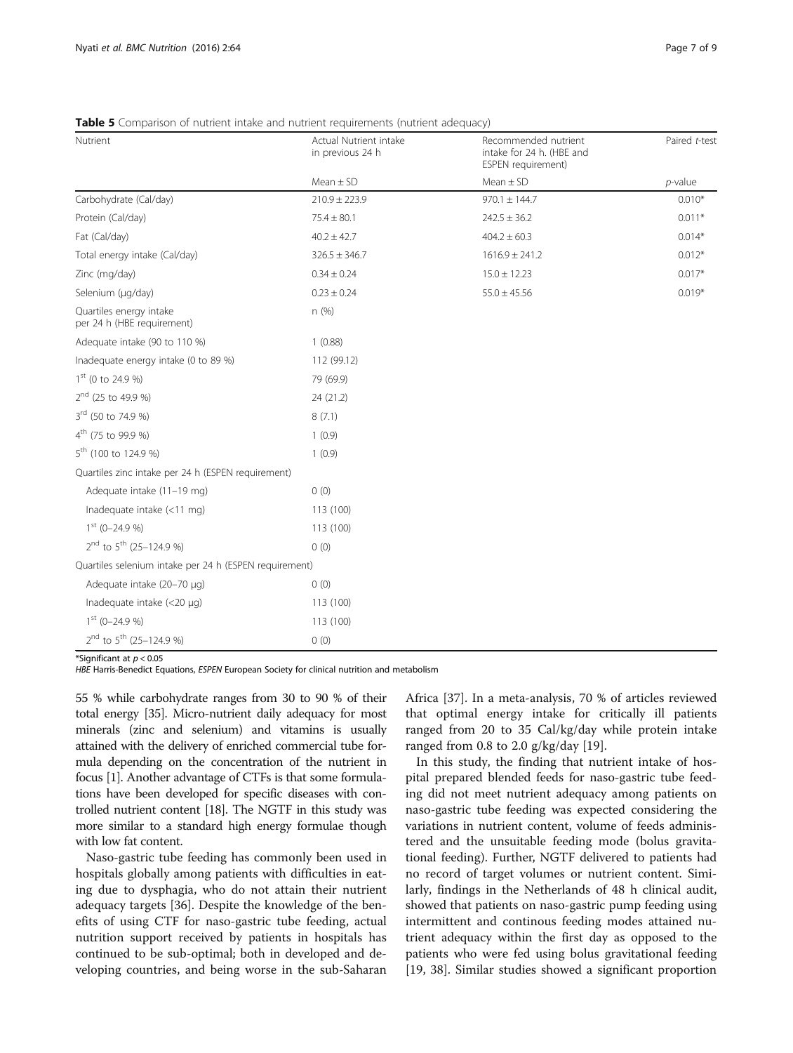**Table 5** Comparison of nutrient intake and nutrient requirements (nutrient adequacy)

| Nutrient | Actual Nutrient intake in previous 24 h | Recommended nutrient intake for 24 h. (HBE and ESPEN requirement) | Paired *t*-test |
|---|---|---|---|
| | Mean ± SD | Mean ± SD | *p*-value |
| Carbohydrate (Cal/day) | 210.9 ± 223.9 | 970.1 ± 144.7 | 0.010* |
| Protein (Cal/day) | 75.4 ± 80.1 | 242.5 ± 36.2 | 0.011* |
| Fat (Cal/day) | 40.2 ± 42.7 | 404.2 ± 60.3 | 0.014* |
| Total energy intake (Cal/day) | 326.5 ± 346.7 | 1616.9 ± 241.2 | 0.012* |
| Zinc (mg/day) | 0.34 ± 0.24 | 15.0 ± 12.23 | 0.017* |
| Selenium (μg/day) | 0.23 ± 0.24 | 55.0 ± 45.56 | 0.019* |
| Quartiles energy intake per 24 h (HBE requirement) | n (%) | | |
| Adequate intake (90 to 110 %) | 1 (0.88) | | |
| Inadequate energy intake (0 to 89 %) | 112 (99.12) | | |
| 1st (0 to 24.9 %) | 79 (69.9) | | |
| 2nd (25 to 49.9 %) | 24 (21.2) | | |
| 3rd (50 to 74.9 %) | 8 (7.1) | | |
| 4th (75 to 99.9 %) | 1 (0.9) | | |
| 5th (100 to 124.9 %) | 1 (0.9) | | |
| Quartiles zinc intake per 24 h (ESPEN requirement) | | | |
| Adequate intake (11–19 mg) | 0 (0) | | |
| Inadequate intake (<11 mg) | 113 (100) | | |
| 1st (0–24.9 %) | 113 (100) | | |
| 2nd to 5th (25–124.9 %) | 0 (0) | | |
| Quartiles selenium intake per 24 h (ESPEN requirement) | | | |
| Adequate intake (20–70 μg) | 0 (0) | | |
| Inadequate intake (<20 μg) | 113 (100) | | |
| 1st (0–24.9 %) | 113 (100) | | |
| 2nd to 5th (25–124.9 %) | 0 (0) | | |

*Significant at $p < 0.05$

*HBE* Harris-Benedict Equations, *ESPEN* European Society for clinical nutrition and metabolism

55 % while carbohydrate ranges from 30 to 90 % of their total energy [35]. Micro-nutrient daily adequacy for most minerals (zinc and selenium) and vitamins is usually attained with the delivery of enriched commercial tube formula depending on the concentration of the nutrient in focus [1]. Another advantage of CTFs is that some formulations have been developed for specific diseases with controlled nutrient content [18]. The NGTF in this study was more similar to a standard high energy formulae though with low fat content.

Naso-gastric tube feeding has commonly been used in hospitals globally among patients with difficulties in eating due to dysphagia, who do not attain their nutrient adequacy targets [36]. Despite the knowledge of the benefits of using CTF for naso-gastric tube feeding, actual nutrition support received by patients in hospitals has continued to be sub-optimal; both in developed and developing countries, and being worse in the sub-Saharan Africa [37]. In a meta-analysis, 70 % of articles reviewed that optimal energy intake for critically ill patients ranged from 20 to 35 Cal/kg/day while protein intake ranged from 0.8 to 2.0 g/kg/day [19].

In this study, the finding that nutrient intake of hospital prepared blended feeds for naso-gastric tube feeding did not meet nutrient adequacy among patients on naso-gastric tube feeding was expected considering the variations in nutrient content, volume of feeds administered and the unsuitable feeding mode (bolus gravitational feeding). Further, NGTF delivered to patients had no record of target volumes or nutrient content. Similarly, findings in the Netherlands of 48 h clinical audit, showed that patients on naso-gastric pump feeding using intermittent and continous feeding modes attained nutrient adequacy within the first day as opposed to the patients who were fed using bolus gravitational feeding [19, 38]. Similar studies showed a significant proportion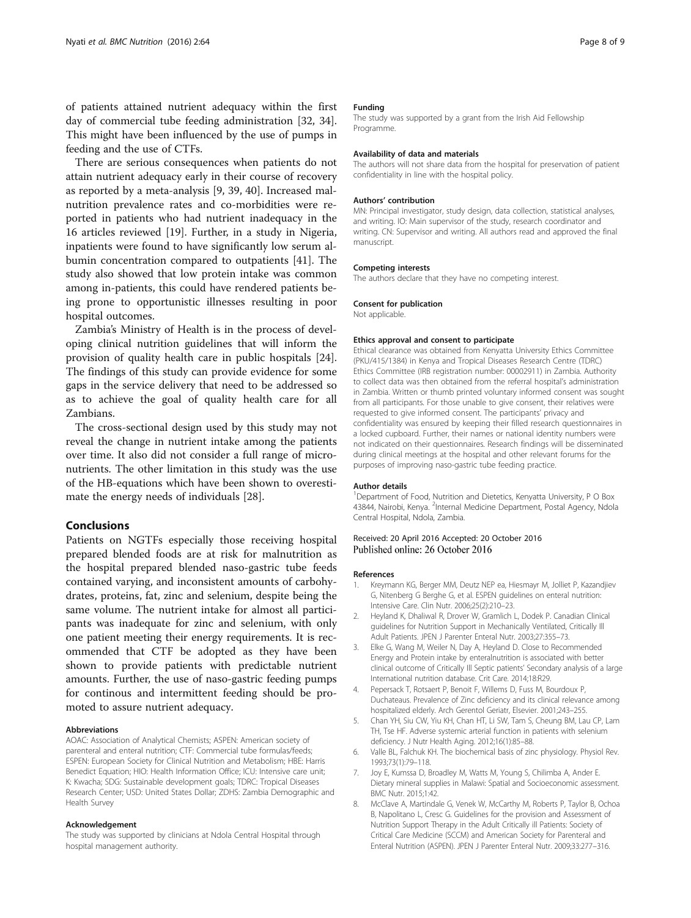of patients attained nutrient adequacy within the first day of commercial tube feeding administration [32, 34]. This might have been influenced by the use of pumps in feeding and the use of CTFs.

There are serious consequences when patients do not attain nutrient adequacy early in their course of recovery as reported by a meta-analysis [9, 39, 40]. Increased malnutrition prevalence rates and co-morbidities were reported in patients who had nutrient inadequacy in the 16 articles reviewed [19]. Further, in a study in Nigeria, inpatients were found to have significantly low serum albumin concentration compared to outpatients [41]. The study also showed that low protein intake was common among in-patients, this could have rendered patients being prone to opportunistic illnesses resulting in poor hospital outcomes.

Zambia's Ministry of Health is in the process of developing clinical nutrition guidelines that will inform the provision of quality health care in public hospitals [24]. The findings of this study can provide evidence for some gaps in the service delivery that need to be addressed so as to achieve the goal of quality health care for all Zambians.

The cross-sectional design used by this study may not reveal the change in nutrient intake among the patients over time. It also did not consider a full range of micronutrients. The other limitation in this study was the use of the HB-equations which have been shown to overestimate the energy needs of individuals [28].

## Conclusions

Patients on NGTFs especially those receiving hospital prepared blended foods are at risk for malnutrition as the hospital prepared blended naso-gastric tube feeds contained varying, and inconsistent amounts of carbohydrates, proteins, fat, zinc and selenium, despite being the same volume. The nutrient intake for almost all participants was inadequate for zinc and selenium, with only one patient meeting their energy requirements. It is recommended that CTF be adopted as they have been shown to provide patients with predictable nutrient amounts. Further, the use of naso-gastric feeding pumps for continous and intermittent feeding should be promoted to assure nutrient adequacy.

#### Abbreviations

AOAC: Association of Analytical Chemists; ASPEN: American society of parenteral and enteral nutrition; CTF: Commercial tube formulas/feeds; ESPEN: European Society for Clinical Nutrition and Metabolism; HBE: Harris Benedict Equation; HIO: Health Information Office; ICU: Intensive care unit; K: Kwacha; SDG: Sustainable development goals; TDRC: Tropical Diseases Research Center; USD: United States Dollar; ZDHS: Zambia Demographic and Health Survey

#### Acknowledgement

The study was supported by clinicians at Ndola Central Hospital through hospital management authority.

#### Funding

The study was supported by a grant from the Irish Aid Fellowship Programme.

#### Availability of data and materials

The authors will not share data from the hospital for preservation of patient confidentiality in line with the hospital policy.

#### Authors' contribution

MN: Principal investigator, study design, data collection, statistical analyses, and writing. IO: Main supervisor of the study, research coordinator and writing. CN: Supervisor and writing. All authors read and approved the final manuscript.

#### Competing interests

The authors declare that they have no competing interest.

#### Consent for publication

Not applicable.

#### Ethics approval and consent to participate

Ethical clearance was obtained from Kenyatta University Ethics Committee (PKU/415/1384) in Kenya and Tropical Diseases Research Centre (TDRC) Ethics Committee (IRB registration number: 00002911) in Zambia. Authority to collect data was then obtained from the referral hospital's administration in Zambia. Written or thumb printed voluntary informed consent was sought from all participants. For those unable to give consent, their relatives were requested to give informed consent. The participants' privacy and confidentiality was ensured by keeping their filled research questionnaires in a locked cupboard. Further, their names or national identity numbers were not indicated on their questionnaires. Research findings will be disseminated during clinical meetings at the hospital and other relevant forums for the purposes of improving naso-gastric tube feeding practice.

#### Author details

[1]Department of Food, Nutrition and Dietetics, Kenyatta University, P O Box 43844, Nairobi, Kenya. [2]Internal Medicine Department, Postal Agency, Ndola Central Hospital, Ndola, Zambia.

Received: 20 April 2016 Accepted: 20 October 2016
Published online: 26 October 2016

#### References

1. Kreymann KG, Berger MM, Deutz NEP ea, Hiesmayr M, Jolliet P, Kazandjiev G, Nitenberg G Berghe G, et al. ESPEN guidelines on enteral nutrition: Intensive Care. Clin Nutr. 2006;25(2):210–23.
2. Heyland K, Dhaliwal R, Drover W, Gramlich L, Dodek P. Canadian Clinical guidelines for Nutrition Support in Mechanically Ventilated, Critically Ill Adult Patients. JPEN J Parenter Enteral Nutr. 2003;27:355–73.
3. Elke G, Wang M, Weiler N, Day A, Heyland D. Close to Recommended Energy and Protein intake by enteralnutrition is associated with better clinical outcome of Critically Ill Septic patients' Secondary analysis of a large International nutrition database. Crit Care. 2014;18:R29.
4. Pepersack T, Rotsaert P, Benoit F, Willems D, Fuss M, Bourdoux P, Duchateaus. Prevalence of Zinc deficiency and its clinical relevance among hospitalized elderly. Arch Gerentol Geriatr, Elsevier. 2001;243–255.
5. Chan YH, Siu CW, Yiu KH, Chan HT, Li SW, Tam S, Cheung BM, Lau CP, Lam TH, Tse HF. Adverse systemic arterial function in patients with selenium deficiency. J Nutr Health Aging. 2012;16(1):85–88.
6. Valle BL, Falchuk KH. The biochemical basis of zinc physiology. Physiol Rev. 1993;73(1):79–118.
7. Joy E, Kumssa D, Broadley M, Watts M, Young S, Chilimba A, Ander E. Dietary mineral supplies in Malawi: Spatial and Socioeconomic assessment. BMC Nutr. 2015;1:42.
8. McClave A, Martindale G, Venek W, McCarthy M, Roberts P, Taylor B, Ochoa B, Napolitano L, Cresc G. Guidelines for the provision and Assessment of Nutrition Support Therapy in the Adult Critically ill Patients: Society of Critical Care Medicine (SCCM) and American Society for Parenteral and Enteral Nutrition (ASPEN). JPEN J Parenter Enteral Nutr. 2009;33:277–316.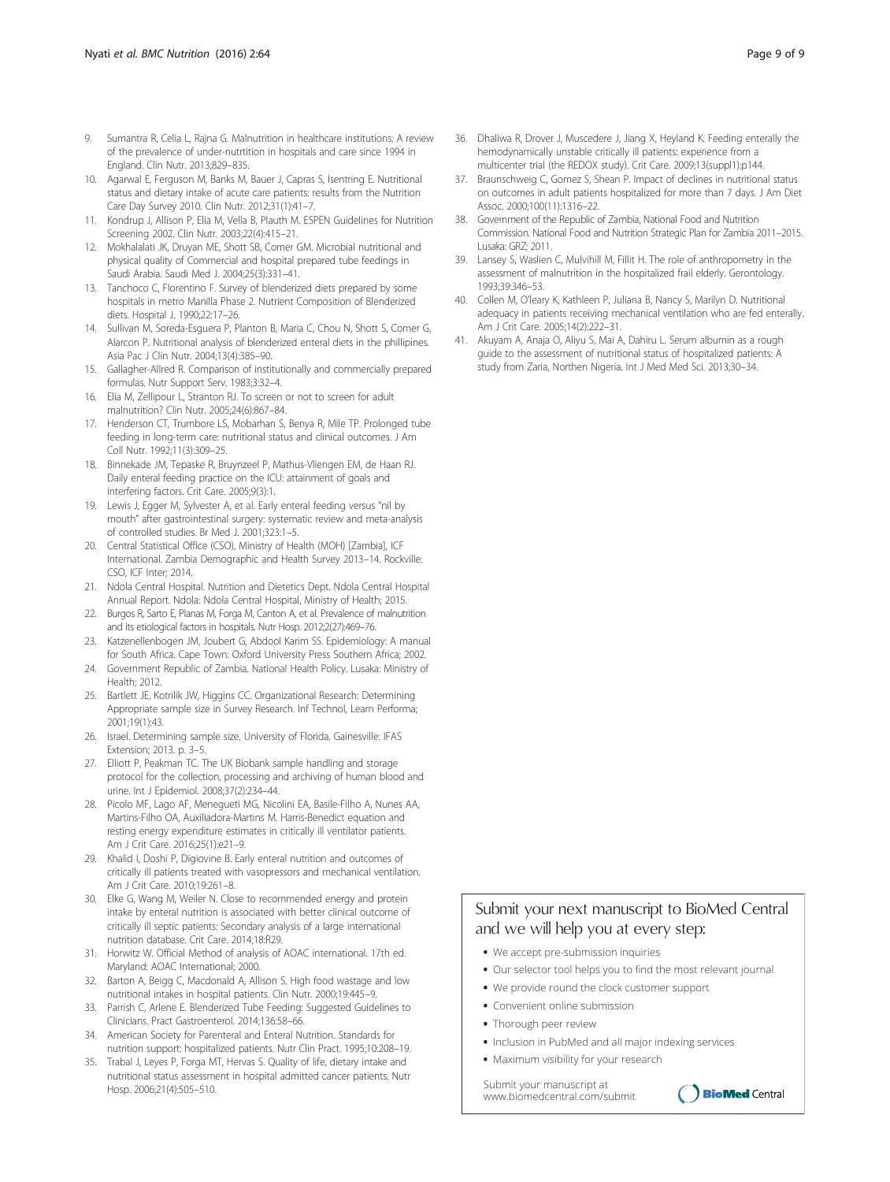9. Sumantra R, Celia L, Rajna G. Malnutrition in healthcare institutions: A review of the prevalence of under-nutrtition in hospitals and care since 1994 in England. Clin Nutr. 2013;829–835.
10. Agarwal E, Ferguson M, Banks M, Bauer J, Capras S, Isentring E. Nutritional status and dietary intake of acute care patients: results from the Nutrition Care Day Survey 2010. Clin Nutr. 2012;31(1):41–7.
11. Kondrup J, Allison P, Elia M, Vella B, Plauth M. ESPEN Guidelines for Nutrition Screening 2002. Clin Nutr. 2003;22(4):415–21.
12. Mokhalalati JK, Druyan ME, Shott SB, Comer GM. Microbial nutritional and physical quality of Commercial and hospital prepared tube feedings in Saudi Arabia. Saudi Med J. 2004;25(3):331–41.
13. Tanchoco C, Florentino F. Survey of blenderized diets prepared by some hospitals in metro Manilla Phase 2. Nutrient Composition of Blenderized diets. Hospital J. 1990;22:17–26.
14. Sullivan M, Soreda-Esguera P, Planton B, Maria C, Chou N, Shott S, Comer G, Alarcon P. Nutritional analysis of blenderized enteral diets in the phillipines. Asia Pac J Clin Nutr. 2004;13(4):385–90.
15. Gallagher-Allred R. Comparison of institutionally and commercially prepared formulas. Nutr Support Serv. 1983;3:32–4.
16. Elia M, Zellipour L, Stranton RJ. To screen or not to screen for adult malnutrition? Clin Nutr. 2005;24(6):867–84.
17. Henderson CT, Trumbore LS, Mobarhan S, Benya R, Mile TP. Prolonged tube feeding in long-term care: nutritional status and clinical outcomes. J Am Coll Nutr. 1992;11(3):309–25.
18. Binnekade JM, Tepaske R, Bruynzeel P, Mathus-Vliengen EM, de Haan RJ. Daily enteral feeding practice on the ICU: attainment of goals and interfering factors. Crit Care. 2005;9(3):1.
19. Lewis J, Egger M, Sylvester A, et al. Early enteral feeding versus "nil by mouth" after gastrointestinal surgery: systematic review and meta-analysis of controlled studies. Br Med J. 2001;323:1–5.
20. Central Statistical Office (CSO), Ministry of Health (MOH) [Zambia], ICF International. Zambia Demographic and Health Survey 2013–14. Rockville: CSO, ICF Inter; 2014.
21. Ndola Central Hospital. Nutrition and Dietetics Dept. Ndola Central Hospital Annual Report. Ndola: Ndola Central Hospital, Ministry of Health; 2015.
22. Burgos R, Sarto E, Planas M, Forga M, Canton A, et al. Prevalence of malnutrition and its etiological factors in hospitals. Nutr Hosp. 2012;2(27):469–76.
23. Katzenellenbogen JM, Joubert G, Abdool Karim SS. Epidemiology: A manual for South Africa. Cape Town: Oxford University Press Southern Africa; 2002.
24. Government Republic of Zambia. National Health Policy. Lusaka: Ministry of Health; 2012.
25. Bartlett JE, Kotrilik JW, Higgins CC. Organizational Research: Determining Appropriate sample size in Survey Research. Inf Technol, Learn Performa; 2001;19(1):43.
26. Israel. Determining sample size. University of Florida. Gainesville: IFAS Extension; 2013. p. 3–5.
27. Elliott P, Peakman TC. The UK Biobank sample handling and storage protocol for the collection, processing and archiving of human blood and urine. Int J Epidemiol. 2008;37(2):234–44.
28. Picolo MF, Lago AF, Menegueti MG, Nicolini EA, Basile-Filho A, Nunes AA, Martins-Filho OA, Auxiliadora-Martins M. Harris-Benedict equation and resting energy expenditure estimates in critically ill ventilator patients. Am J Crit Care. 2016;25(1):e21–9.
29. Khalid I, Doshi P, Digiovine B. Early enteral nutrition and outcomes of critically ill patients treated with vasopressors and mechanical ventilation. Am J Crit Care. 2010;19:261–8.
30. Elke G, Wang M, Weiler N. Close to recommended energy and protein intake by enteral nutrition is associated with better clinical outcome of critically ill septic patients: Secondary analysis of a large international nutrition database. Crit Care. 2014;18:R29.
31. Horwitz W. Official Method of analysis of AOAC international. 17th ed. Maryland: AOAC International; 2000.
32. Barton A, Beigg C, Macdonald A, Allison S. High food wastage and low nutritional intakes in hospital patients. Clin Nutr. 2000;19:445–9.
33. Parrish C, Arlene E. Blenderized Tube Feeding: Suggested Guidelines to Clinicians. Pract Gastroenterol. 2014;136:58–66.
34. American Society for Parenteral and Enteral Nutrition. Standards for nutrition support: hospitalized patients. Nutr Clin Pract. 1995;10:208–19.
35. Trabal J, Leyes P, Forga MT, Hervas S. Quality of life, dietary intake and nutritional status assessment in hospital admitted cancer patients. Nutr Hosp. 2006;21(4):505–510.
36. Dhaliwa R, Drover J, Muscedere J, Jiang X, Heyland K. Feeding enterally the hemodynamically unstable critically ill patients: experience from a multicenter trial (the REDOX study). Crit Care. 2009;13(suppl1):p144.
37. Braunschweig C, Gomez S, Shean P. Impact of declines in nutritional status on outcomes in adult patients hospitalized for more than 7 days. J Am Diet Assoc. 2000;100(11):1316–22.
38. Government of the Republic of Zambia, National Food and Nutrition Commission. National Food and Nutrition Strategic Plan for Zambia 2011–2015. Lusaka: GRZ; 2011.
39. Lansey S, Waslien C, Mulvihill M, Fillit H. The role of anthropometry in the assessment of malnutrition in the hospitalized frail elderly. Gerontology. 1993;39:346–53.
40. Collen M, O'leary K, Kathleen P, Juliana B, Nancy S, Marilyn D. Nutritional adequacy in patients receiving mechanical ventilation who are fed enterally. Am J Crit Care. 2005;14(2):222–31.
41. Akuyam A, Anaja O, Aliyu S, Mai A, Dahiru L. Serum albumin as a rough guide to the assessment of nutritional status of hospitalized patients: A study from Zaria, Northen Nigeria. Int J Med Med Sci. 2013;30–34.

Submit your next manuscript to BioMed Central and we will help you at every step:

- We accept pre-submission inquiries
- Our selector tool helps you to find the most relevant journal
- We provide round the clock customer support
- Convenient online submission
- Thorough peer review
- Inclusion in PubMed and all major indexing services
- Maximum visibility for your research

Submit your manuscript at www.biomedcentral.com/submit

BioMed Central